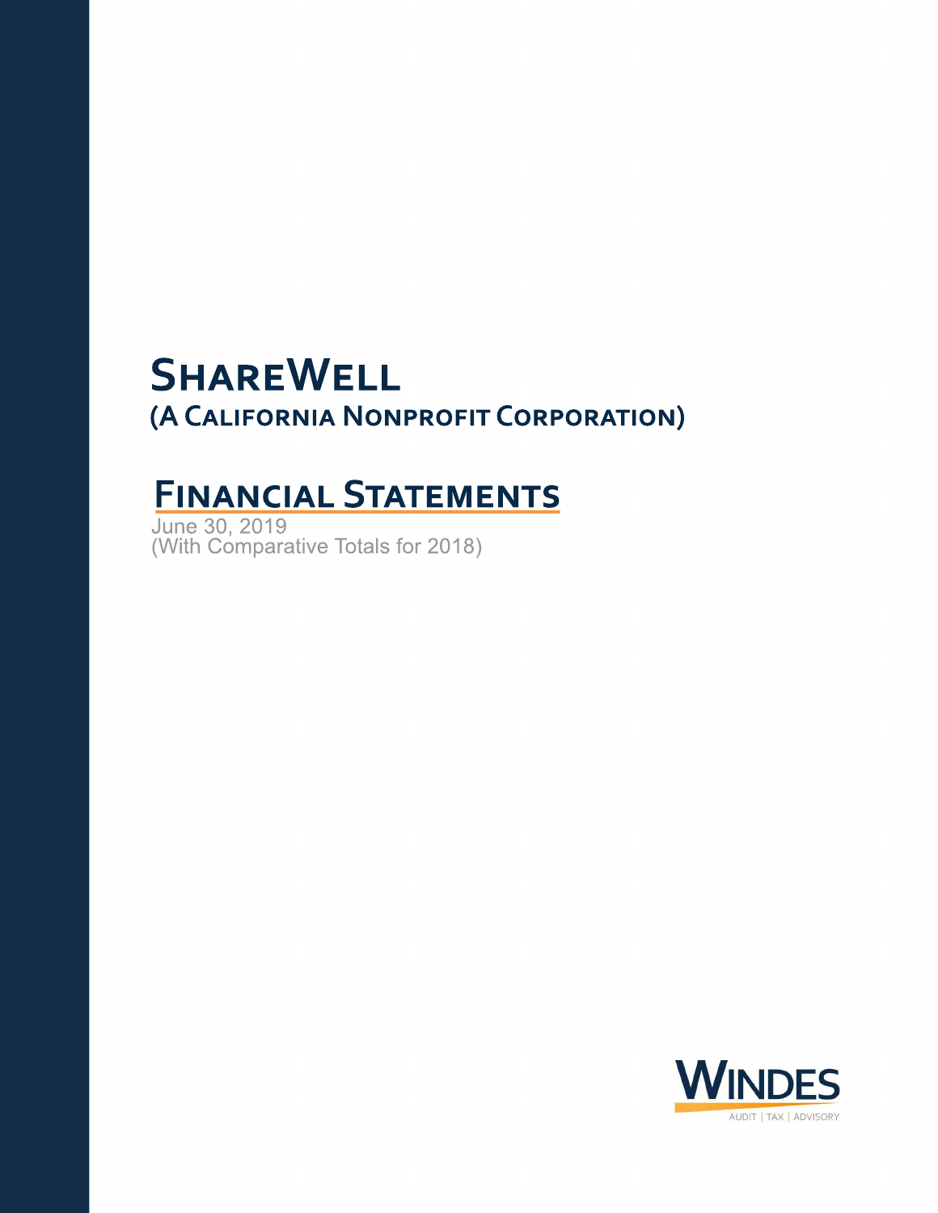# ShareWell

## (A California Nonprofit Corporation)

# Financial Statements

June 30, 2019
(With Comparative Totals for 2018)

WINDES
AUDIT | TAX | ADVISORY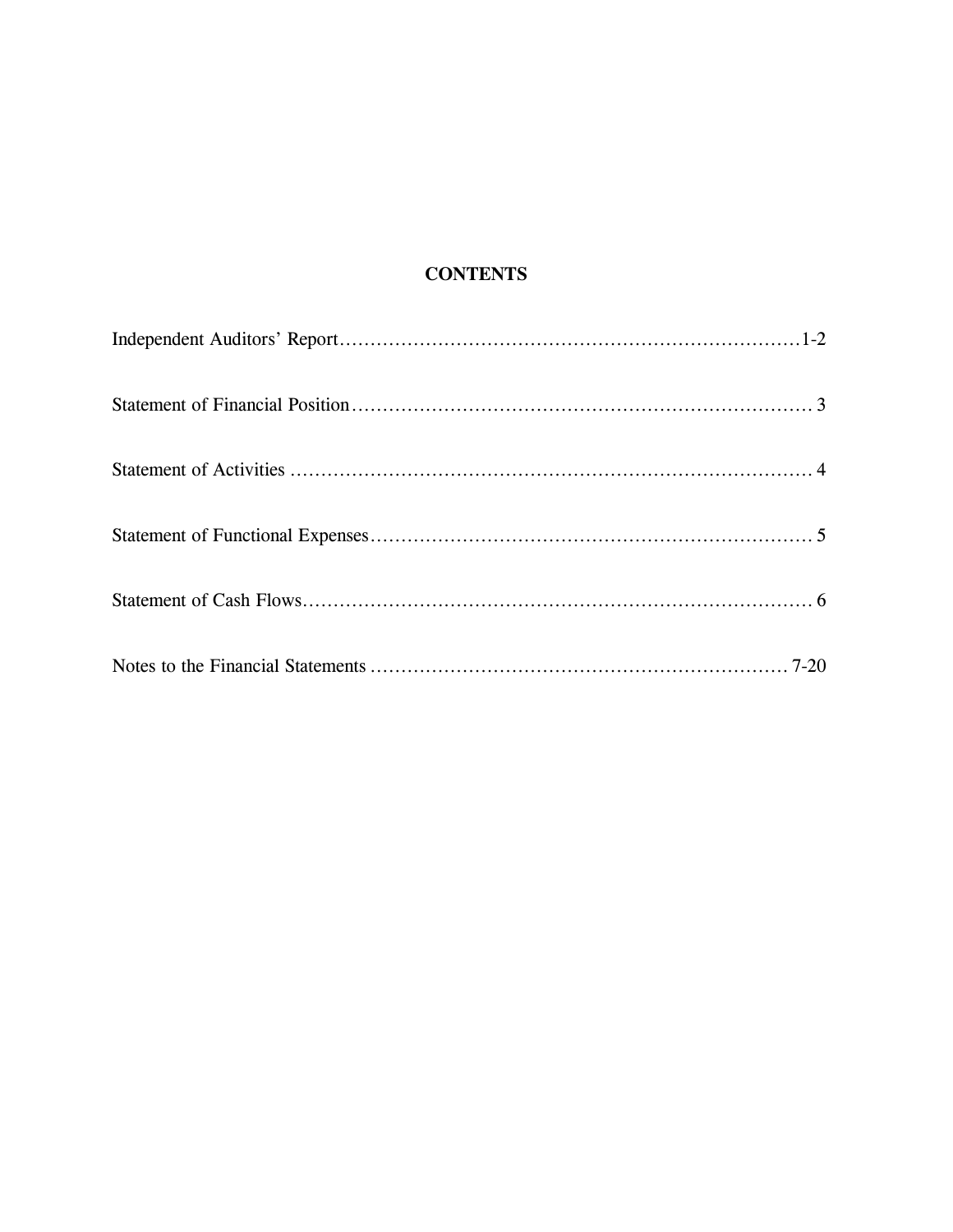# CONTENTS

| | |
|---|---|
| Independent Auditors' Report | 1-2 |
| Statement of Financial Position | 3 |
| Statement of Activities | 4 |
| Statement of Functional Expenses | 5 |
| Statement of Cash Flows | 6 |
| Notes to the Financial Statements | 7-20 |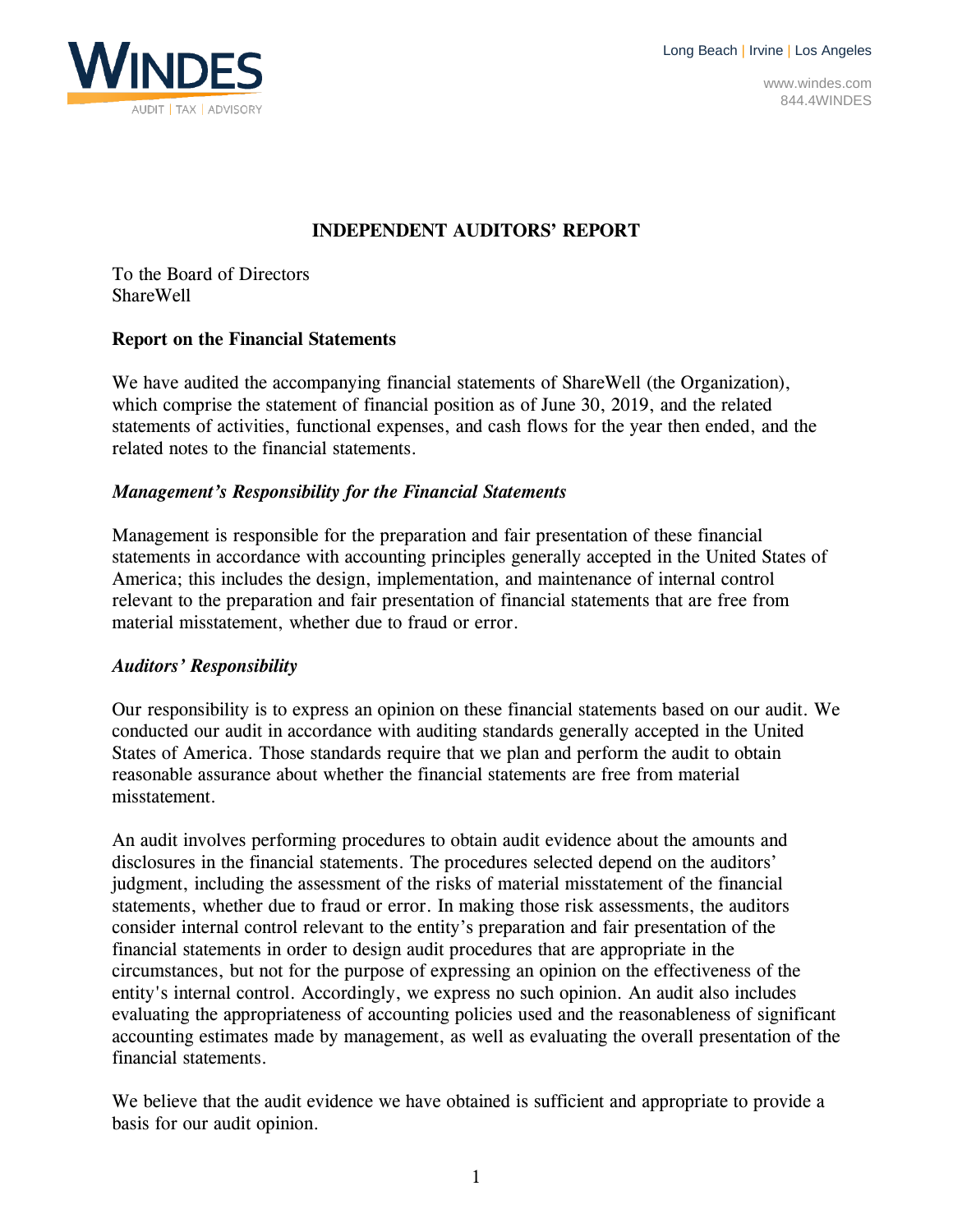# INDEPENDENT AUDITORS' REPORT

To the Board of Directors
ShareWell

## Report on the Financial Statements

We have audited the accompanying financial statements of ShareWell (the Organization), which comprise the statement of financial position as of June 30, 2019, and the related statements of activities, functional expenses, and cash flows for the year then ended, and the related notes to the financial statements.

### *Management's Responsibility for the Financial Statements*

Management is responsible for the preparation and fair presentation of these financial statements in accordance with accounting principles generally accepted in the United States of America; this includes the design, implementation, and maintenance of internal control relevant to the preparation and fair presentation of financial statements that are free from material misstatement, whether due to fraud or error.

### *Auditors' Responsibility*

Our responsibility is to express an opinion on these financial statements based on our audit. We conducted our audit in accordance with auditing standards generally accepted in the United States of America. Those standards require that we plan and perform the audit to obtain reasonable assurance about whether the financial statements are free from material misstatement.

An audit involves performing procedures to obtain audit evidence about the amounts and disclosures in the financial statements. The procedures selected depend on the auditors' judgment, including the assessment of the risks of material misstatement of the financial statements, whether due to fraud or error. In making those risk assessments, the auditors consider internal control relevant to the entity's preparation and fair presentation of the financial statements in order to design audit procedures that are appropriate in the circumstances, but not for the purpose of expressing an opinion on the effectiveness of the entity's internal control. Accordingly, we express no such opinion. An audit also includes evaluating the appropriateness of accounting policies used and the reasonableness of significant accounting estimates made by management, as well as evaluating the overall presentation of the financial statements.

We believe that the audit evidence we have obtained is sufficient and appropriate to provide a basis for our audit opinion.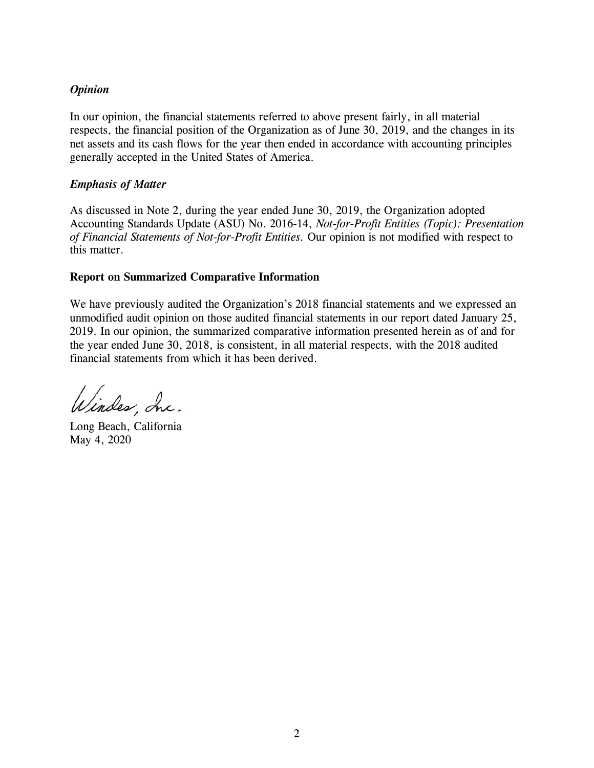### *Opinion*

In our opinion, the financial statements referred to above present fairly, in all material respects, the financial position of the Organization as of June 30, 2019, and the changes in its net assets and its cash flows for the year then ended in accordance with accounting principles generally accepted in the United States of America.

### *Emphasis of Matter*

As discussed in Note 2, during the year ended June 30, 2019, the Organization adopted Accounting Standards Update (ASU) No. 2016-14, *Not-for-Profit Entities (Topic): Presentation of Financial Statements of Not-for-Profit Entities.* Our opinion is not modified with respect to this matter.

### Report on Summarized Comparative Information

We have previously audited the Organization's 2018 financial statements and we expressed an unmodified audit opinion on those audited financial statements in our report dated January 25, 2019. In our opinion, the summarized comparative information presented herein as of and for the year ended June 30, 2018, is consistent, in all material respects, with the 2018 audited financial statements from which it has been derived.

Windes, Inc.

Long Beach, California
May 4, 2020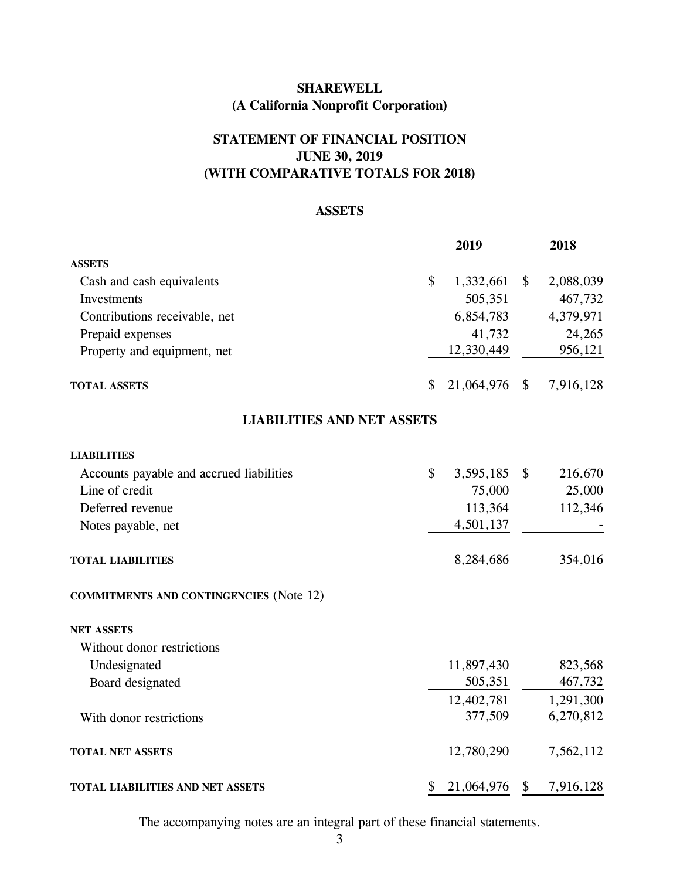# SHAREWELL
## (A California Nonprofit Corporation)

## STATEMENT OF FINANCIAL POSITION
## JUNE 30, 2019
## (WITH COMPARATIVE TOTALS FOR 2018)

### ASSETS

| | 2019 | 2018 |
|---|---|---|
| **ASSETS** | | |
| Cash and cash equivalents | $ 1,332,661 | $ 2,088,039 |
| Investments | 505,351 | 467,732 |
| Contributions receivable, net | 6,854,783 | 4,379,971 |
| Prepaid expenses | 41,732 | 24,265 |
| Property and equipment, net | 12,330,449 | 956,121 |
| **TOTAL ASSETS** | $ 21,064,976 | $ 7,916,128 |

### LIABILITIES AND NET ASSETS

| | 2019 | 2018 |
|---|---|---|
| **LIABILITIES** | | |
| Accounts payable and accrued liabilities | $ 3,595,185 | $ 216,670 |
| Line of credit | 75,000 | 25,000 |
| Deferred revenue | 113,364 | 112,346 |
| Notes payable, net | 4,501,137 | - |
| **TOTAL LIABILITIES** | 8,284,686 | 354,016 |
| **COMMITMENTS AND CONTINGENCIES** (Note 12) | | |
| **NET ASSETS** | | |
| Without donor restrictions | | |
| Undesignated | 11,897,430 | 823,568 |
| Board designated | 505,351 | 467,732 |
| | 12,402,781 | 1,291,300 |
| With donor restrictions | 377,509 | 6,270,812 |
| **TOTAL NET ASSETS** | 12,780,290 | 7,562,112 |
| **TOTAL LIABILITIES AND NET ASSETS** | $ 21,064,976 | $ 7,916,128 |

The accompanying notes are an integral part of these financial statements.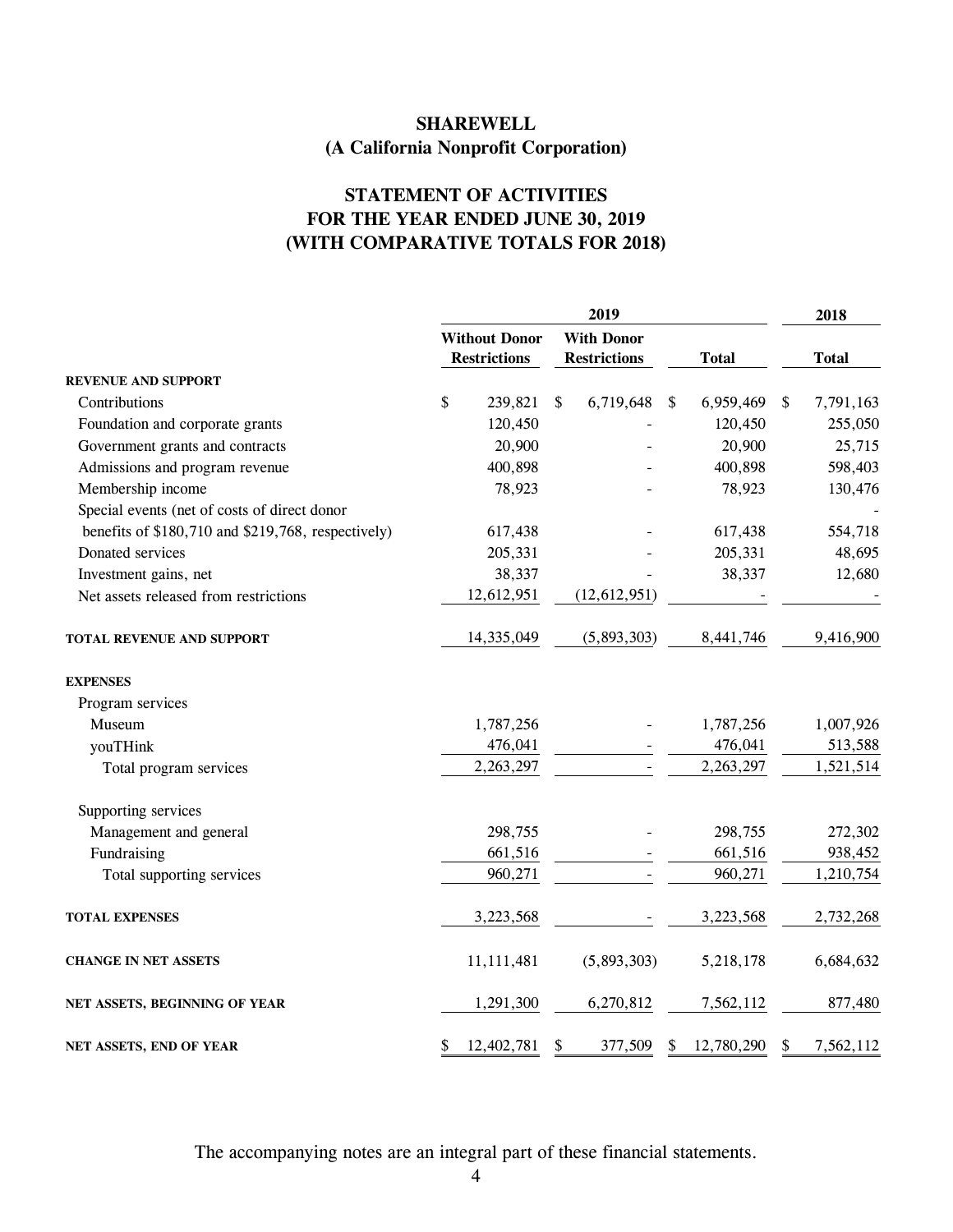# SHAREWELL
## (A California Nonprofit Corporation)

## STATEMENT OF ACTIVITIES
## FOR THE YEAR ENDED JUNE 30, 2019
## (WITH COMPARATIVE TOTALS FOR 2018)

| | 2019 | | | 2018 |
|---|---|---|---|---|
| | **Without Donor Restrictions** | **With Donor Restrictions** | **Total** | **Total** |
| **REVENUE AND SUPPORT** | | | | |
| Contributions | $ 239,821 | $ 6,719,648 | $ 6,959,469 | $ 7,791,163 |
| Foundation and corporate grants | 120,450 | - | 120,450 | 255,050 |
| Government grants and contracts | 20,900 | - | 20,900 | 25,715 |
| Admissions and program revenue | 400,898 | - | 400,898 | 598,403 |
| Membership income | 78,923 | - | 78,923 | 130,476 |
| Special events (net of costs of direct donor benefits of $180,710 and $219,768, respectively) | 617,438 | - | 617,438 | 554,718 |
| Donated services | 205,331 | - | 205,331 | 48,695 |
| Investment gains, net | 38,337 | - | 38,337 | 12,680 |
| Net assets released from restrictions | 12,612,951 | (12,612,951) | - | - |
| **TOTAL REVENUE AND SUPPORT** | 14,335,049 | (5,893,303) | 8,441,746 | 9,416,900 |
| **EXPENSES** | | | | |
| Program services | | | | |
| Museum | 1,787,256 | - | 1,787,256 | 1,007,926 |
| youTHink | 476,041 | - | 476,041 | 513,588 |
| Total program services | 2,263,297 | - | 2,263,297 | 1,521,514 |
| Supporting services | | | | |
| Management and general | 298,755 | - | 298,755 | 272,302 |
| Fundraising | 661,516 | - | 661,516 | 938,452 |
| Total supporting services | 960,271 | - | 960,271 | 1,210,754 |
| **TOTAL EXPENSES** | 3,223,568 | - | 3,223,568 | 2,732,268 |
| **CHANGE IN NET ASSETS** | 11,111,481 | (5,893,303) | 5,218,178 | 6,684,632 |
| **NET ASSETS, BEGINNING OF YEAR** | 1,291,300 | 6,270,812 | 7,562,112 | 877,480 |
| **NET ASSETS, END OF YEAR** | $ 12,402,781 | $ 377,509 | $ 12,780,290 | $ 7,562,112 |

The accompanying notes are an integral part of these financial statements.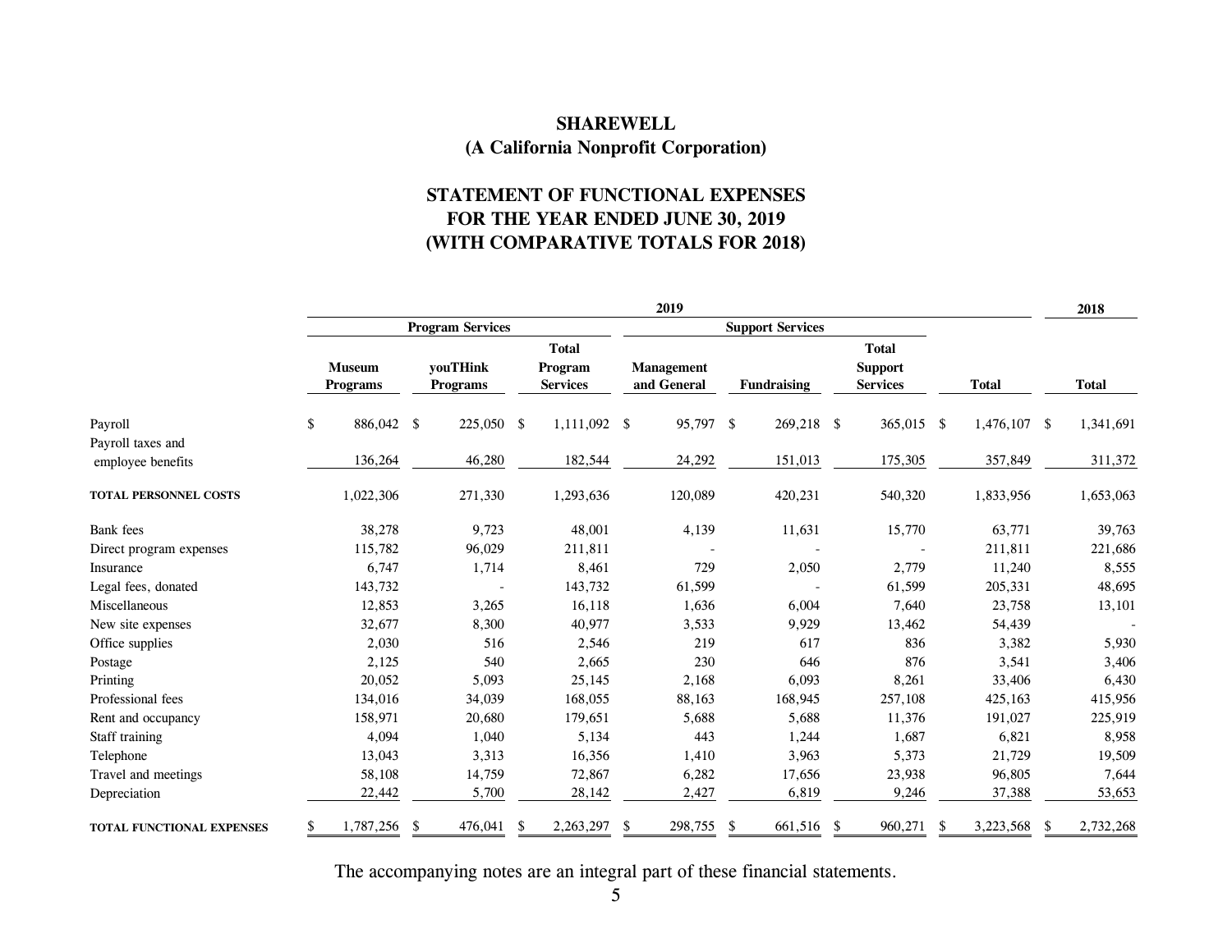**SHAREWELL**
**(A California Nonprofit Corporation)**

## STATEMENT OF FUNCTIONAL EXPENSES
## FOR THE YEAR ENDED JUNE 30, 2019
## (WITH COMPARATIVE TOTALS FOR 2018)

| | 2019 | | | | | | | 2018 |
|---|---|---|---|---|---|---|---|---|
| | Program Services | | | Support Services | | | | |
| | Museum Programs | youTHink Programs | Total Program Services | Management and General | Fundraising | Total Support Services | Total | Total |
| Payroll | $ 886,042 | $ 225,050 | $ 1,111,092 | $ 95,797 | $ 269,218 | $ 365,015 | $ 1,476,107 | $ 1,341,691 |
| Payroll taxes and employee benefits | 136,264 | 46,280 | 182,544 | 24,292 | 151,013 | 175,305 | 357,849 | 311,372 |
| **TOTAL PERSONNEL COSTS** | 1,022,306 | 271,330 | 1,293,636 | 120,089 | 420,231 | 540,320 | 1,833,956 | 1,653,063 |
| Bank fees | 38,278 | 9,723 | 48,001 | 4,139 | 11,631 | 15,770 | 63,771 | 39,763 |
| Direct program expenses | 115,782 | 96,029 | 211,811 | - | - | - | 211,811 | 221,686 |
| Insurance | 6,747 | 1,714 | 8,461 | 729 | 2,050 | 2,779 | 11,240 | 8,555 |
| Legal fees, donated | 143,732 | - | 143,732 | 61,599 | - | 61,599 | 205,331 | 48,695 |
| Miscellaneous | 12,853 | 3,265 | 16,118 | 1,636 | 6,004 | 7,640 | 23,758 | 13,101 |
| New site expenses | 32,677 | 8,300 | 40,977 | 3,533 | 9,929 | 13,462 | 54,439 | - |
| Office supplies | 2,030 | 516 | 2,546 | 219 | 617 | 836 | 3,382 | 5,930 |
| Postage | 2,125 | 540 | 2,665 | 230 | 646 | 876 | 3,541 | 3,406 |
| Printing | 20,052 | 5,093 | 25,145 | 2,168 | 6,093 | 8,261 | 33,406 | 6,430 |
| Professional fees | 134,016 | 34,039 | 168,055 | 88,163 | 168,945 | 257,108 | 425,163 | 415,956 |
| Rent and occupancy | 158,971 | 20,680 | 179,651 | 5,688 | 5,688 | 11,376 | 191,027 | 225,919 |
| Staff training | 4,094 | 1,040 | 5,134 | 443 | 1,244 | 1,687 | 6,821 | 8,958 |
| Telephone | 13,043 | 3,313 | 16,356 | 1,410 | 3,963 | 5,373 | 21,729 | 19,509 |
| Travel and meetings | 58,108 | 14,759 | 72,867 | 6,282 | 17,656 | 23,938 | 96,805 | 7,644 |
| Depreciation | 22,442 | 5,700 | 28,142 | 2,427 | 6,819 | 9,246 | 37,388 | 53,653 |
| **TOTAL FUNCTIONAL EXPENSES** | $ 1,787,256 | $ 476,041 | $ 2,263,297 | $ 298,755 | $ 661,516 | $ 960,271 | $ 3,223,568 | $ 2,732,268 |

The accompanying notes are an integral part of these financial statements.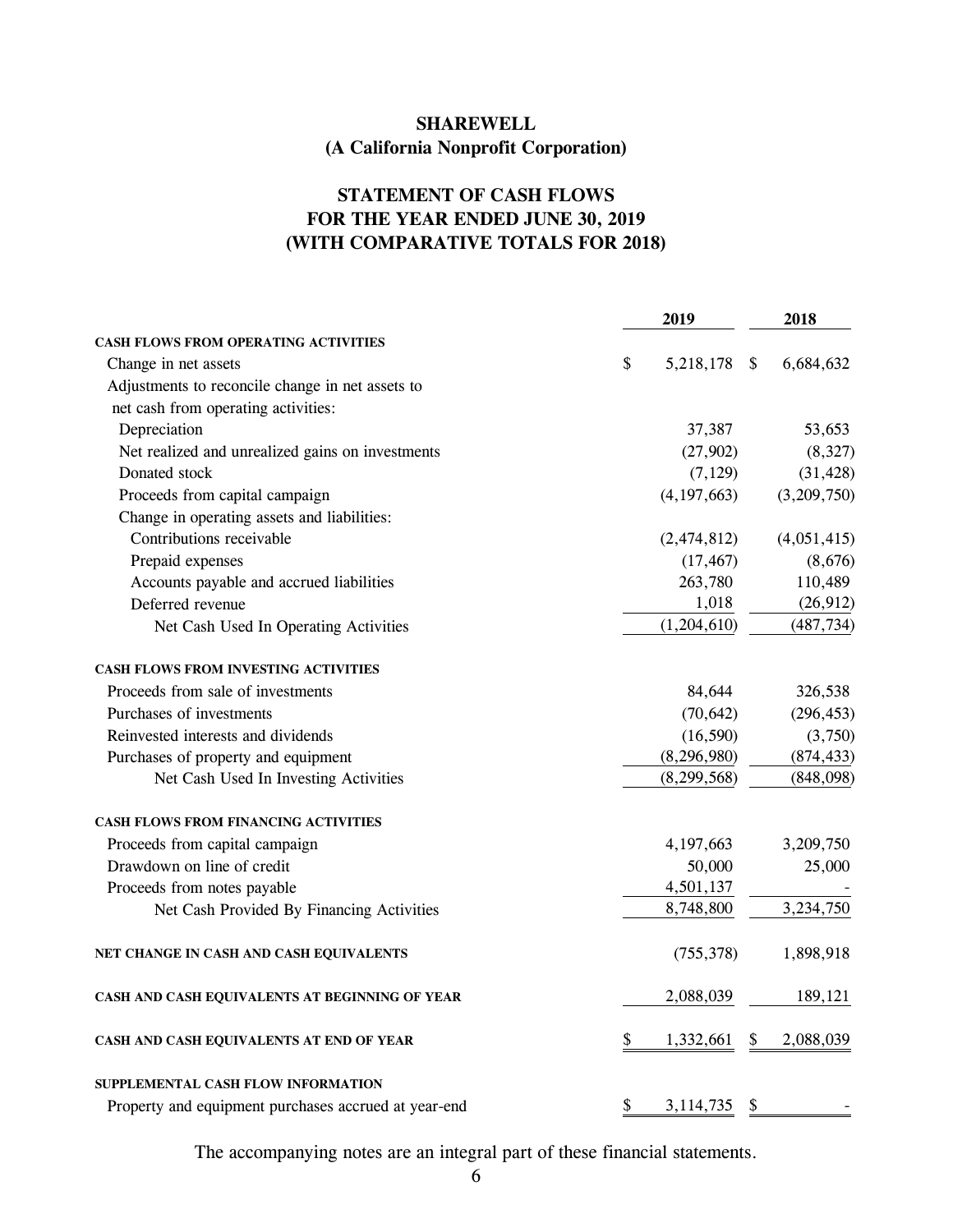**SHAREWELL**
**(A California Nonprofit Corporation)**

**STATEMENT OF CASH FLOWS**
**FOR THE YEAR ENDED JUNE 30, 2019**
**(WITH COMPARATIVE TOTALS FOR 2018)**

| | 2019 | 2018 |
|---|---|---|
| **CASH FLOWS FROM OPERATING ACTIVITIES** | | |
| Change in net assets | $ 5,218,178 | $ 6,684,632 |
| Adjustments to reconcile change in net assets to net cash from operating activities: | | |
| Depreciation | 37,387 | 53,653 |
| Net realized and unrealized gains on investments | (27,902) | (8,327) |
| Donated stock | (7,129) | (31,428) |
| Proceeds from capital campaign | (4,197,663) | (3,209,750) |
| Change in operating assets and liabilities: | | |
| Contributions receivable | (2,474,812) | (4,051,415) |
| Prepaid expenses | (17,467) | (8,676) |
| Accounts payable and accrued liabilities | 263,780 | 110,489 |
| Deferred revenue | 1,018 | (26,912) |
| Net Cash Used In Operating Activities | (1,204,610) | (487,734) |
| **CASH FLOWS FROM INVESTING ACTIVITIES** | | |
| Proceeds from sale of investments | 84,644 | 326,538 |
| Purchases of investments | (70,642) | (296,453) |
| Reinvested interests and dividends | (16,590) | (3,750) |
| Purchases of property and equipment | (8,296,980) | (874,433) |
| Net Cash Used In Investing Activities | (8,299,568) | (848,098) |
| **CASH FLOWS FROM FINANCING ACTIVITIES** | | |
| Proceeds from capital campaign | 4,197,663 | 3,209,750 |
| Drawdown on line of credit | 50,000 | 25,000 |
| Proceeds from notes payable | 4,501,137 | - |
| Net Cash Provided By Financing Activities | 8,748,800 | 3,234,750 |
| **NET CHANGE IN CASH AND CASH EQUIVALENTS** | (755,378) | 1,898,918 |
| **CASH AND CASH EQUIVALENTS AT BEGINNING OF YEAR** | 2,088,039 | 189,121 |
| **CASH AND CASH EQUIVALENTS AT END OF YEAR** | $ 1,332,661 | $ 2,088,039 |
| **SUPPLEMENTAL CASH FLOW INFORMATION** | | |
| Property and equipment purchases accrued at year-end | $ 3,114,735 | $ - |

The accompanying notes are an integral part of these financial statements.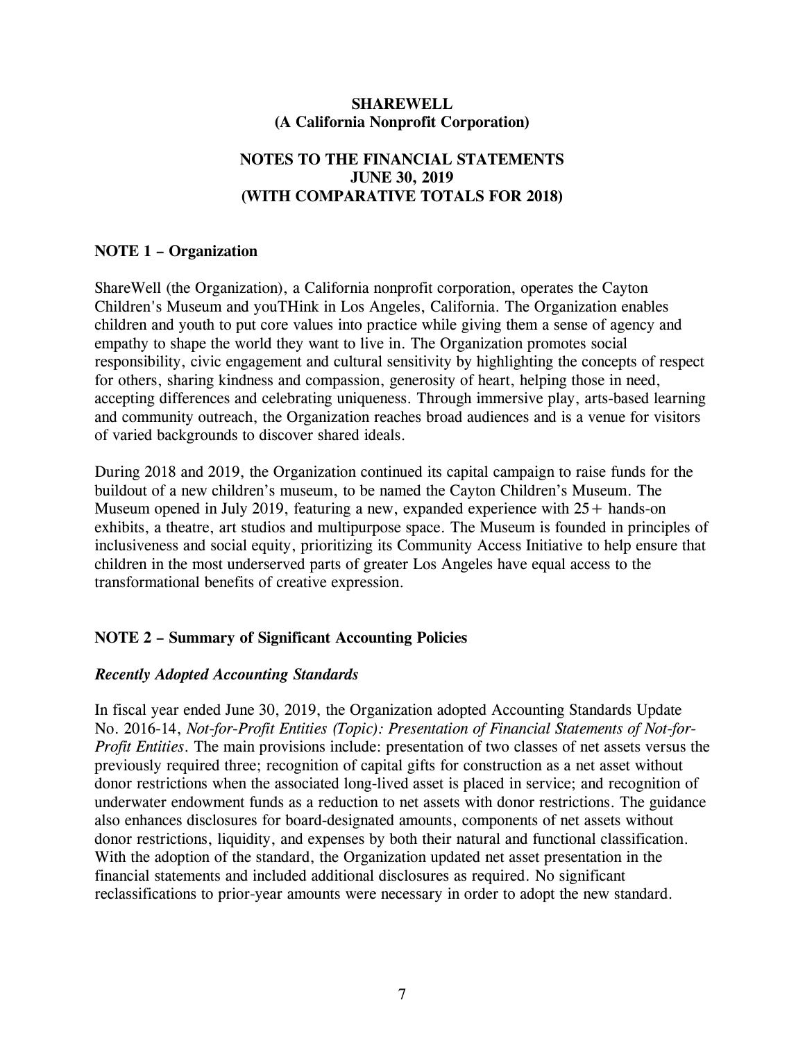**SHAREWELL**
**(A California Nonprofit Corporation)**

**NOTES TO THE FINANCIAL STATEMENTS**
**JUNE 30, 2019**
**(WITH COMPARATIVE TOTALS FOR 2018)**

## NOTE 1 – Organization

ShareWell (the Organization), a California nonprofit corporation, operates the Cayton Children's Museum and youTHink in Los Angeles, California. The Organization enables children and youth to put core values into practice while giving them a sense of agency and empathy to shape the world they want to live in. The Organization promotes social responsibility, civic engagement and cultural sensitivity by highlighting the concepts of respect for others, sharing kindness and compassion, generosity of heart, helping those in need, accepting differences and celebrating uniqueness. Through immersive play, arts-based learning and community outreach, the Organization reaches broad audiences and is a venue for visitors of varied backgrounds to discover shared ideals.

During 2018 and 2019, the Organization continued its capital campaign to raise funds for the buildout of a new children's museum, to be named the Cayton Children's Museum. The Museum opened in July 2019, featuring a new, expanded experience with 25+ hands-on exhibits, a theatre, art studios and multipurpose space. The Museum is founded in principles of inclusiveness and social equity, prioritizing its Community Access Initiative to help ensure that children in the most underserved parts of greater Los Angeles have equal access to the transformational benefits of creative expression.

## NOTE 2 – Summary of Significant Accounting Policies

### *Recently Adopted Accounting Standards*

In fiscal year ended June 30, 2019, the Organization adopted Accounting Standards Update No. 2016-14, *Not-for-Profit Entities (Topic): Presentation of Financial Statements of Not-for-Profit Entities*. The main provisions include: presentation of two classes of net assets versus the previously required three; recognition of capital gifts for construction as a net asset without donor restrictions when the associated long-lived asset is placed in service; and recognition of underwater endowment funds as a reduction to net assets with donor restrictions. The guidance also enhances disclosures for board-designated amounts, components of net assets without donor restrictions, liquidity, and expenses by both their natural and functional classification. With the adoption of the standard, the Organization updated net asset presentation in the financial statements and included additional disclosures as required. No significant reclassifications to prior-year amounts were necessary in order to adopt the new standard.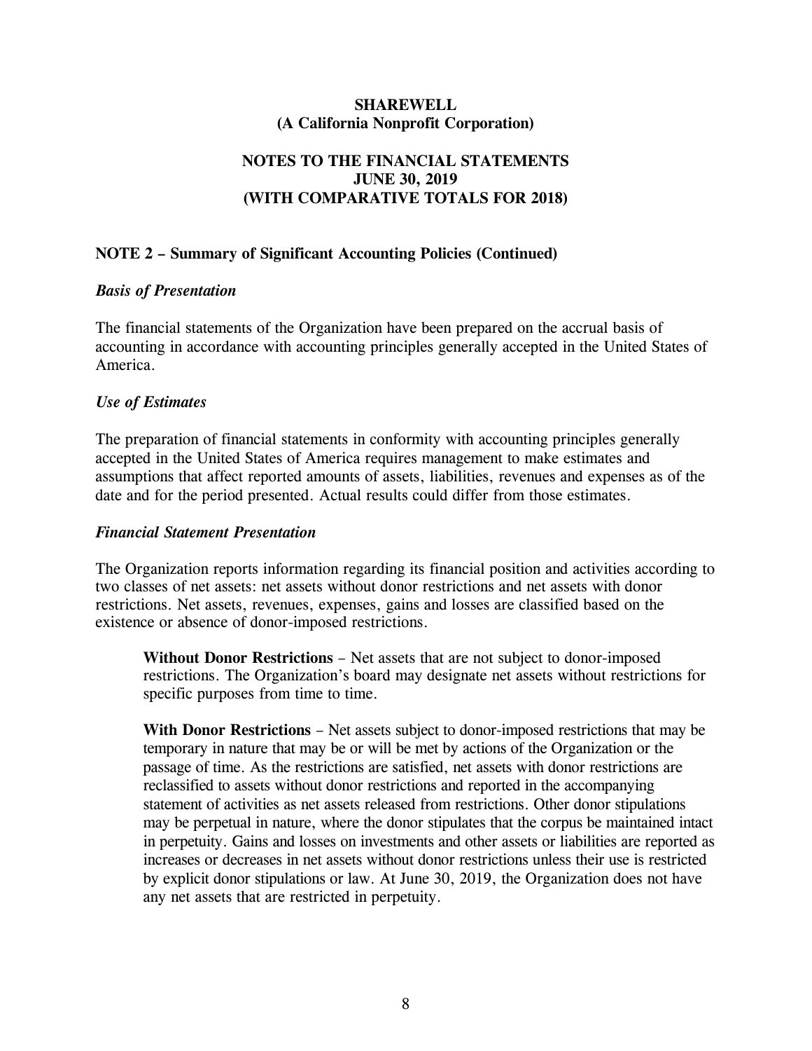**SHAREWELL**
**(A California Nonprofit Corporation)**

**NOTES TO THE FINANCIAL STATEMENTS**
**JUNE 30, 2019**
**(WITH COMPARATIVE TOTALS FOR 2018)**

## NOTE 2 – Summary of Significant Accounting Policies (Continued)

### *Basis of Presentation*

The financial statements of the Organization have been prepared on the accrual basis of accounting in accordance with accounting principles generally accepted in the United States of America.

### *Use of Estimates*

The preparation of financial statements in conformity with accounting principles generally accepted in the United States of America requires management to make estimates and assumptions that affect reported amounts of assets, liabilities, revenues and expenses as of the date and for the period presented. Actual results could differ from those estimates.

### *Financial Statement Presentation*

The Organization reports information regarding its financial position and activities according to two classes of net assets: net assets without donor restrictions and net assets with donor restrictions. Net assets, revenues, expenses, gains and losses are classified based on the existence or absence of donor-imposed restrictions.

> **Without Donor Restrictions** – Net assets that are not subject to donor-imposed restrictions. The Organization's board may designate net assets without restrictions for specific purposes from time to time.
>
> **With Donor Restrictions** – Net assets subject to donor-imposed restrictions that may be temporary in nature that may be or will be met by actions of the Organization or the passage of time. As the restrictions are satisfied, net assets with donor restrictions are reclassified to assets without donor restrictions and reported in the accompanying statement of activities as net assets released from restrictions. Other donor stipulations may be perpetual in nature, where the donor stipulates that the corpus be maintained intact in perpetuity. Gains and losses on investments and other assets or liabilities are reported as increases or decreases in net assets without donor restrictions unless their use is restricted by explicit donor stipulations or law. At June 30, 2019, the Organization does not have any net assets that are restricted in perpetuity.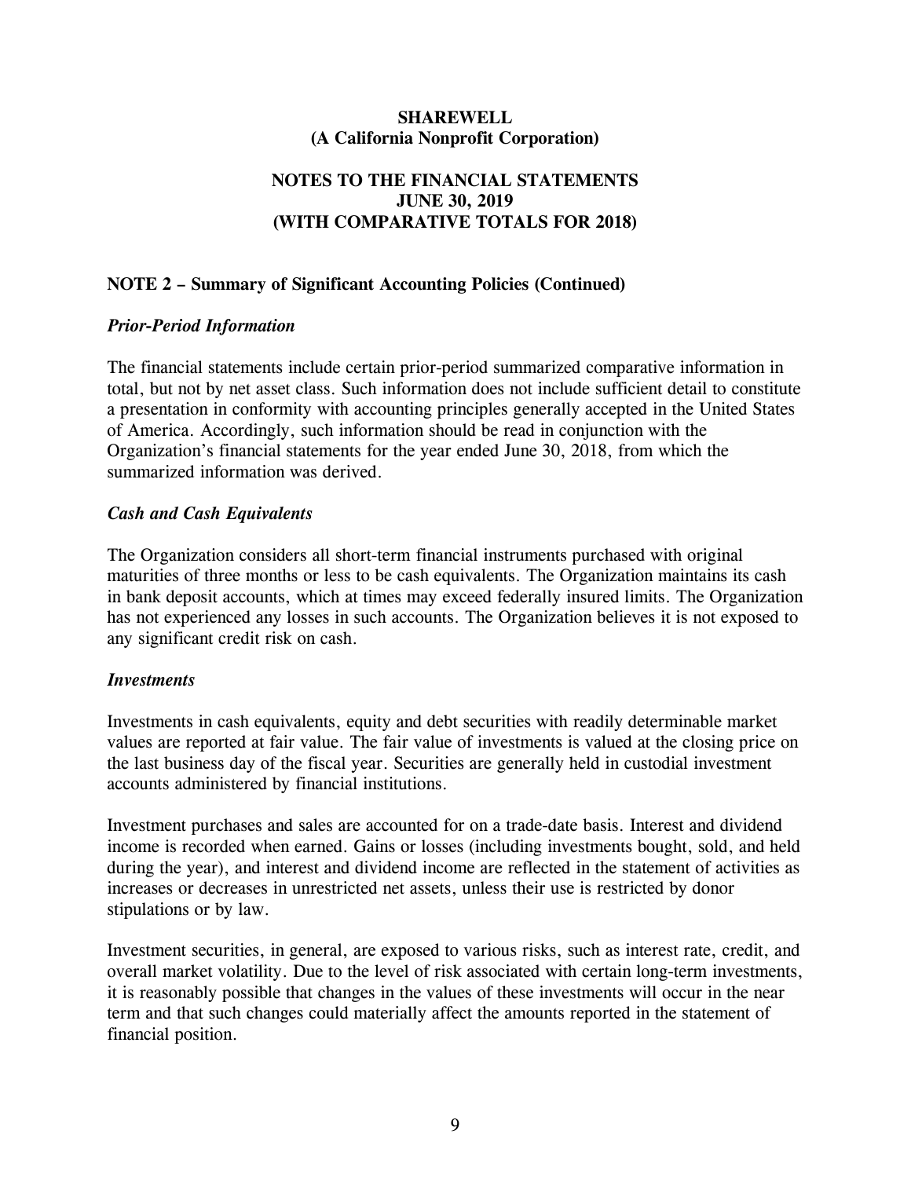**SHAREWELL**
**(A California Nonprofit Corporation)**

**NOTES TO THE FINANCIAL STATEMENTS**
**JUNE 30, 2019**
**(WITH COMPARATIVE TOTALS FOR 2018)**

## NOTE 2 – Summary of Significant Accounting Policies (Continued)

### *Prior-Period Information*

The financial statements include certain prior-period summarized comparative information in total, but not by net asset class. Such information does not include sufficient detail to constitute a presentation in conformity with accounting principles generally accepted in the United States of America. Accordingly, such information should be read in conjunction with the Organization's financial statements for the year ended June 30, 2018, from which the summarized information was derived.

### *Cash and Cash Equivalents*

The Organization considers all short-term financial instruments purchased with original maturities of three months or less to be cash equivalents. The Organization maintains its cash in bank deposit accounts, which at times may exceed federally insured limits. The Organization has not experienced any losses in such accounts. The Organization believes it is not exposed to any significant credit risk on cash.

### *Investments*

Investments in cash equivalents, equity and debt securities with readily determinable market values are reported at fair value. The fair value of investments is valued at the closing price on the last business day of the fiscal year. Securities are generally held in custodial investment accounts administered by financial institutions.

Investment purchases and sales are accounted for on a trade-date basis. Interest and dividend income is recorded when earned. Gains or losses (including investments bought, sold, and held during the year), and interest and dividend income are reflected in the statement of activities as increases or decreases in unrestricted net assets, unless their use is restricted by donor stipulations or by law.

Investment securities, in general, are exposed to various risks, such as interest rate, credit, and overall market volatility. Due to the level of risk associated with certain long-term investments, it is reasonably possible that changes in the values of these investments will occur in the near term and that such changes could materially affect the amounts reported in the statement of financial position.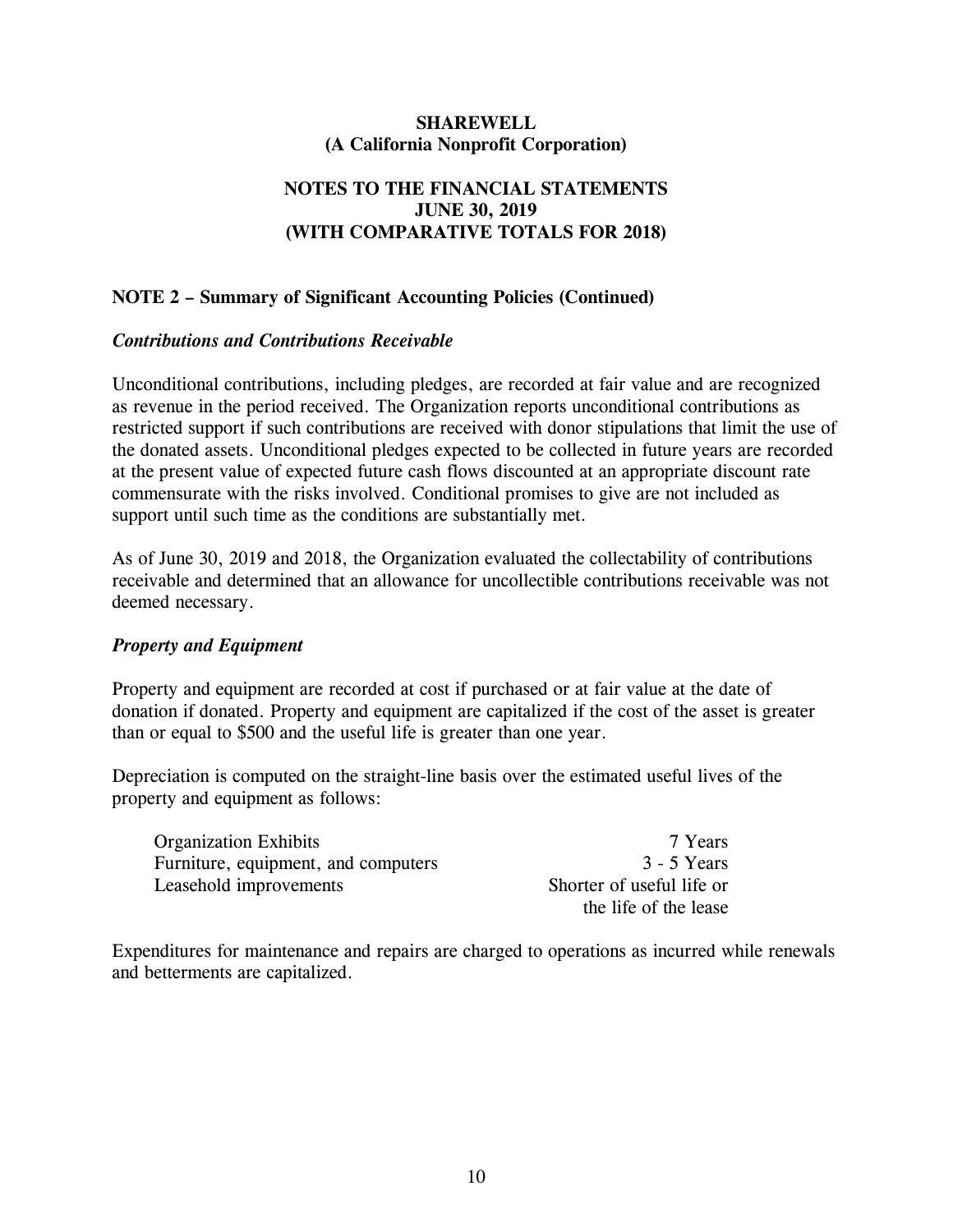**SHAREWELL**
**(A California Nonprofit Corporation)**

**NOTES TO THE FINANCIAL STATEMENTS**
**JUNE 30, 2019**
**(WITH COMPARATIVE TOTALS FOR 2018)**

## NOTE 2 – Summary of Significant Accounting Policies (Continued)

### *Contributions and Contributions Receivable*

Unconditional contributions, including pledges, are recorded at fair value and are recognized as revenue in the period received. The Organization reports unconditional contributions as restricted support if such contributions are received with donor stipulations that limit the use of the donated assets. Unconditional pledges expected to be collected in future years are recorded at the present value of expected future cash flows discounted at an appropriate discount rate commensurate with the risks involved. Conditional promises to give are not included as support until such time as the conditions are substantially met.

As of June 30, 2019 and 2018, the Organization evaluated the collectability of contributions receivable and determined that an allowance for uncollectible contributions receivable was not deemed necessary.

### *Property and Equipment*

Property and equipment are recorded at cost if purchased or at fair value at the date of donation if donated. Property and equipment are capitalized if the cost of the asset is greater than or equal to $500 and the useful life is greater than one year.

Depreciation is computed on the straight-line basis over the estimated useful lives of the property and equipment as follows:

| | |
|---|---|
| Organization Exhibits | 7 Years |
| Furniture, equipment, and computers | 3 - 5 Years |
| Leasehold improvements | Shorter of useful life or the life of the lease |

Expenditures for maintenance and repairs are charged to operations as incurred while renewals and betterments are capitalized.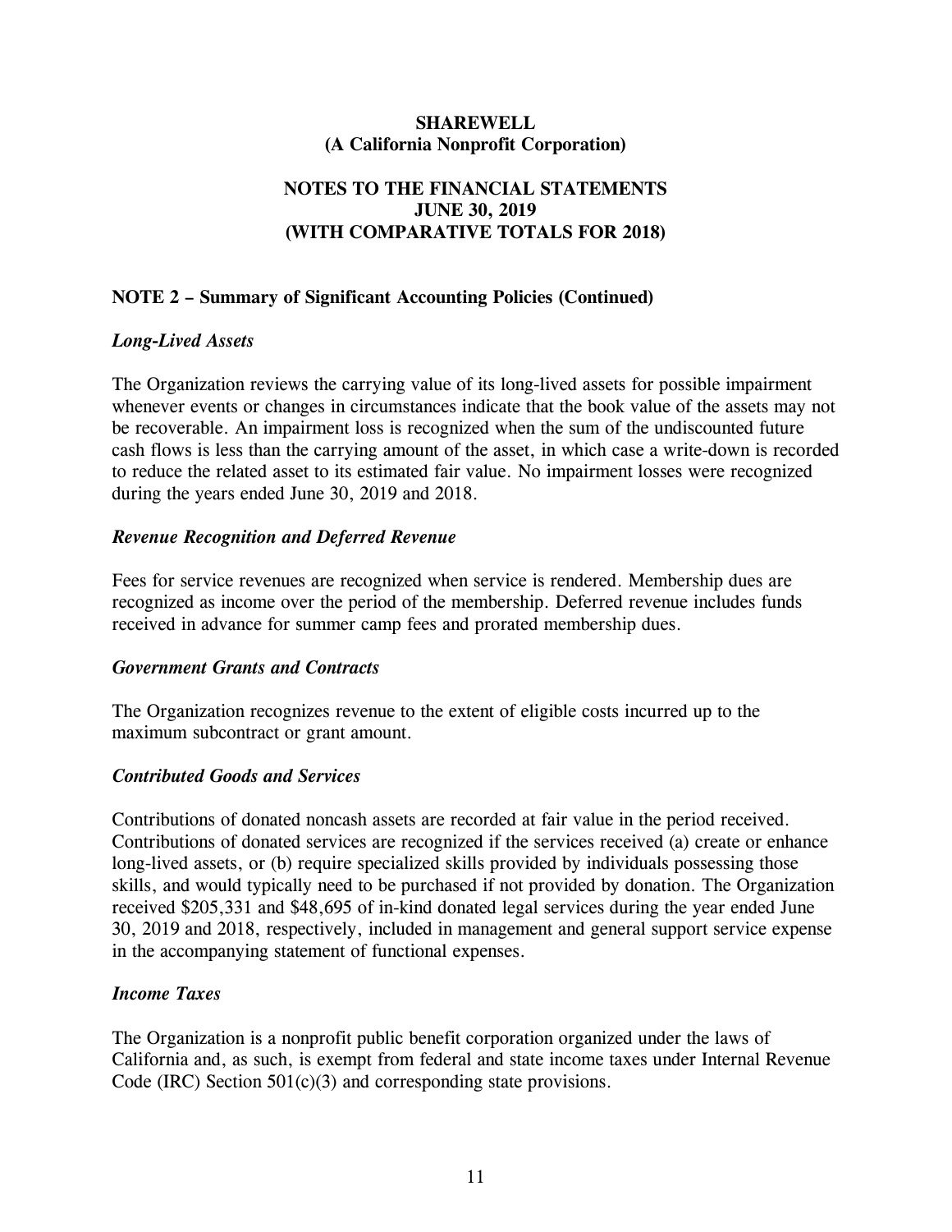**SHAREWELL**
**(A California Nonprofit Corporation)**

**NOTES TO THE FINANCIAL STATEMENTS**
**JUNE 30, 2019**
**(WITH COMPARATIVE TOTALS FOR 2018)**

**NOTE 2 – Summary of Significant Accounting Policies (Continued)**

***Long-Lived Assets***

The Organization reviews the carrying value of its long-lived assets for possible impairment whenever events or changes in circumstances indicate that the book value of the assets may not be recoverable. An impairment loss is recognized when the sum of the undiscounted future cash flows is less than the carrying amount of the asset, in which case a write-down is recorded to reduce the related asset to its estimated fair value. No impairment losses were recognized during the years ended June 30, 2019 and 2018.

***Revenue Recognition and Deferred Revenue***

Fees for service revenues are recognized when service is rendered. Membership dues are recognized as income over the period of the membership. Deferred revenue includes funds received in advance for summer camp fees and prorated membership dues.

***Government Grants and Contracts***

The Organization recognizes revenue to the extent of eligible costs incurred up to the maximum subcontract or grant amount.

***Contributed Goods and Services***

Contributions of donated noncash assets are recorded at fair value in the period received. Contributions of donated services are recognized if the services received (a) create or enhance long-lived assets, or (b) require specialized skills provided by individuals possessing those skills, and would typically need to be purchased if not provided by donation. The Organization received $205,331 and $48,695 of in-kind donated legal services during the year ended June 30, 2019 and 2018, respectively, included in management and general support service expense in the accompanying statement of functional expenses.

***Income Taxes***

The Organization is a nonprofit public benefit corporation organized under the laws of California and, as such, is exempt from federal and state income taxes under Internal Revenue Code (IRC) Section 501(c)(3) and corresponding state provisions.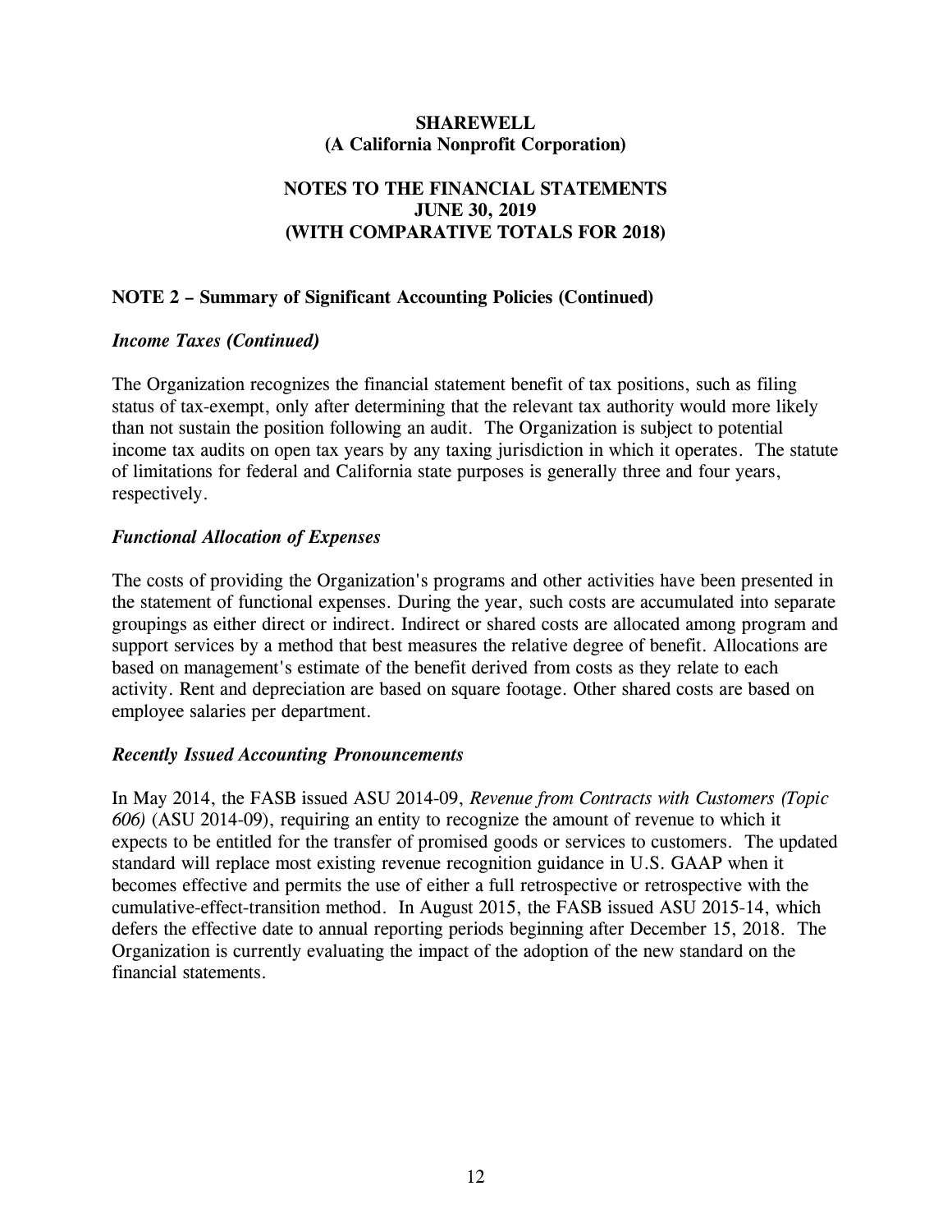# SHAREWELL
## (A California Nonprofit Corporation)

## NOTES TO THE FINANCIAL STATEMENTS
## JUNE 30, 2019
## (WITH COMPARATIVE TOTALS FOR 2018)

### NOTE 2 – Summary of Significant Accounting Policies (Continued)

***Income Taxes (Continued)***

The Organization recognizes the financial statement benefit of tax positions, such as filing status of tax-exempt, only after determining that the relevant tax authority would more likely than not sustain the position following an audit. The Organization is subject to potential income tax audits on open tax years by any taxing jurisdiction in which it operates. The statute of limitations for federal and California state purposes is generally three and four years, respectively.

***Functional Allocation of Expenses***

The costs of providing the Organization's programs and other activities have been presented in the statement of functional expenses. During the year, such costs are accumulated into separate groupings as either direct or indirect. Indirect or shared costs are allocated among program and support services by a method that best measures the relative degree of benefit. Allocations are based on management's estimate of the benefit derived from costs as they relate to each activity. Rent and depreciation are based on square footage. Other shared costs are based on employee salaries per department.

***Recently Issued Accounting Pronouncements***

In May 2014, the FASB issued ASU 2014-09, *Revenue from Contracts with Customers (Topic 606)* (ASU 2014-09), requiring an entity to recognize the amount of revenue to which it expects to be entitled for the transfer of promised goods or services to customers. The updated standard will replace most existing revenue recognition guidance in U.S. GAAP when it becomes effective and permits the use of either a full retrospective or retrospective with the cumulative-effect-transition method. In August 2015, the FASB issued ASU 2015-14, which defers the effective date to annual reporting periods beginning after December 15, 2018. The Organization is currently evaluating the impact of the adoption of the new standard on the financial statements.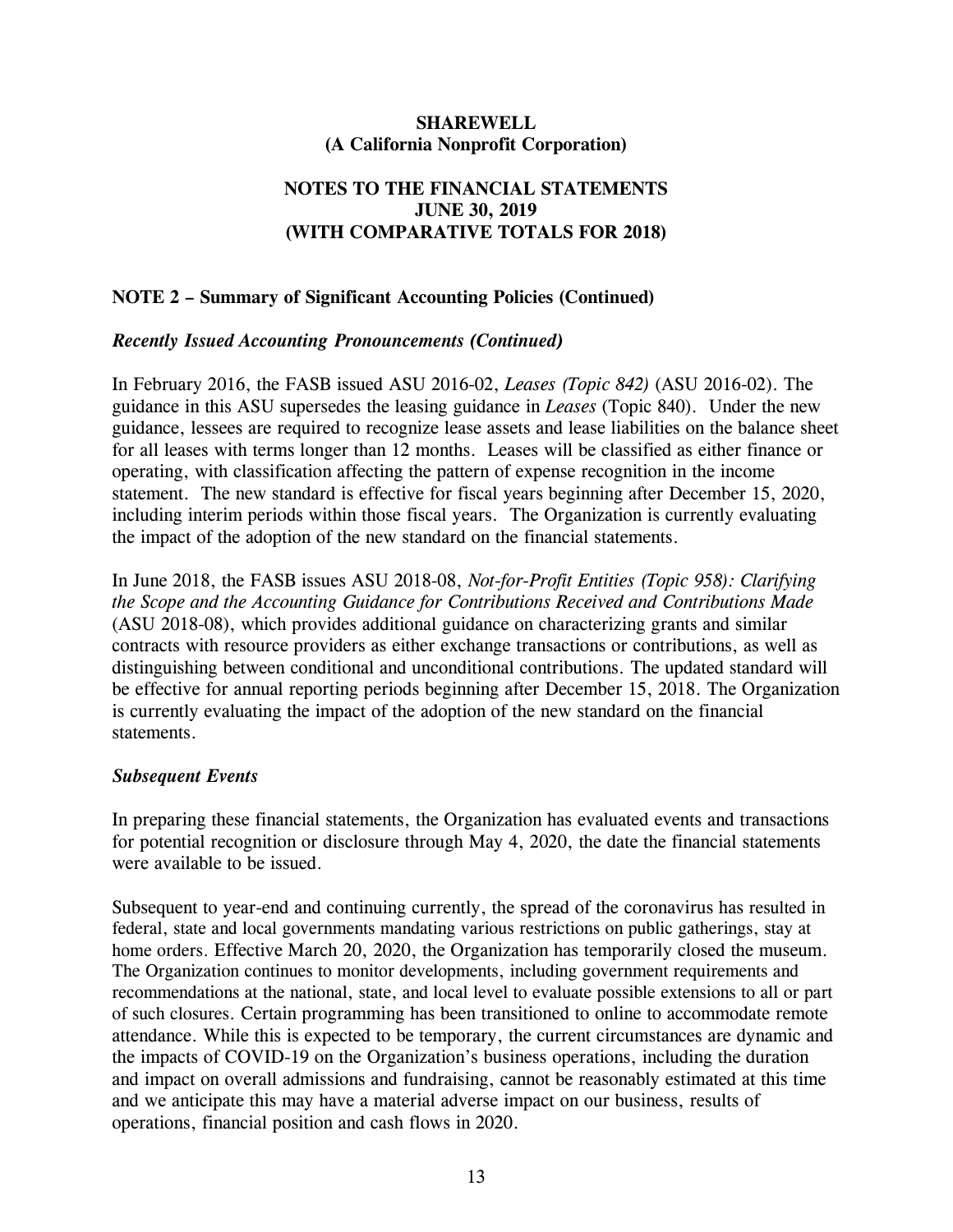**SHAREWELL**
**(A California Nonprofit Corporation)**

**NOTES TO THE FINANCIAL STATEMENTS**
**JUNE 30, 2019**
**(WITH COMPARATIVE TOTALS FOR 2018)**

## NOTE 2 – Summary of Significant Accounting Policies (Continued)

### *Recently Issued Accounting Pronouncements (Continued)*

In February 2016, the FASB issued ASU 2016-02, *Leases (Topic 842)* (ASU 2016-02). The guidance in this ASU supersedes the leasing guidance in *Leases* (Topic 840). Under the new guidance, lessees are required to recognize lease assets and lease liabilities on the balance sheet for all leases with terms longer than 12 months. Leases will be classified as either finance or operating, with classification affecting the pattern of expense recognition in the income statement. The new standard is effective for fiscal years beginning after December 15, 2020, including interim periods within those fiscal years. The Organization is currently evaluating the impact of the adoption of the new standard on the financial statements.

In June 2018, the FASB issues ASU 2018-08, *Not-for-Profit Entities (Topic 958): Clarifying the Scope and the Accounting Guidance for Contributions Received and Contributions Made* (ASU 2018-08), which provides additional guidance on characterizing grants and similar contracts with resource providers as either exchange transactions or contributions, as well as distinguishing between conditional and unconditional contributions. The updated standard will be effective for annual reporting periods beginning after December 15, 2018. The Organization is currently evaluating the impact of the adoption of the new standard on the financial statements.

### *Subsequent Events*

In preparing these financial statements, the Organization has evaluated events and transactions for potential recognition or disclosure through May 4, 2020, the date the financial statements were available to be issued.

Subsequent to year-end and continuing currently, the spread of the coronavirus has resulted in federal, state and local governments mandating various restrictions on public gatherings, stay at home orders. Effective March 20, 2020, the Organization has temporarily closed the museum. The Organization continues to monitor developments, including government requirements and recommendations at the national, state, and local level to evaluate possible extensions to all or part of such closures. Certain programming has been transitioned to online to accommodate remote attendance. While this is expected to be temporary, the current circumstances are dynamic and the impacts of COVID-19 on the Organization's business operations, including the duration and impact on overall admissions and fundraising, cannot be reasonably estimated at this time and we anticipate this may have a material adverse impact on our business, results of operations, financial position and cash flows in 2020.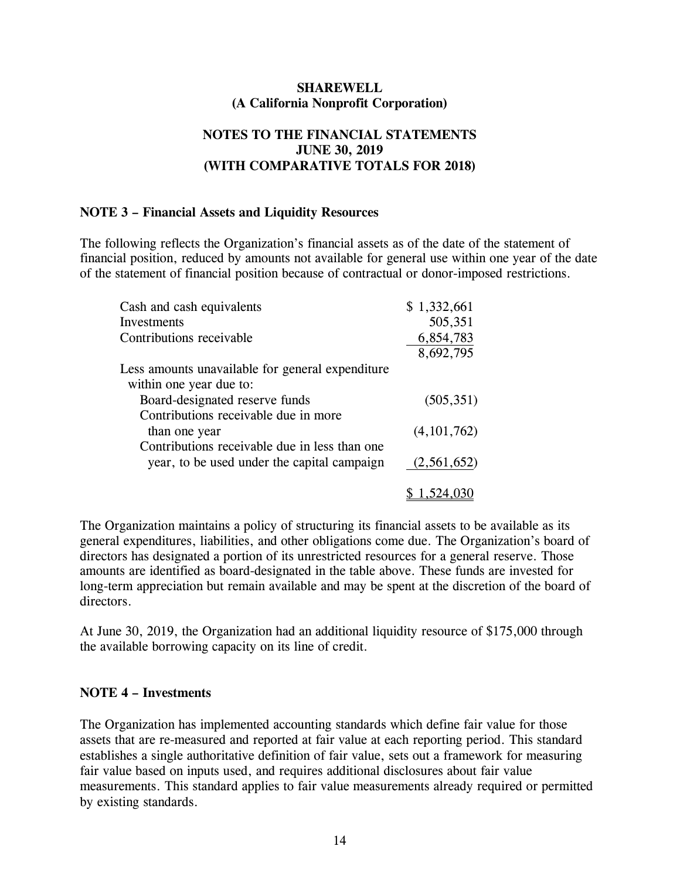**SHAREWELL**
**(A California Nonprofit Corporation)**

**NOTES TO THE FINANCIAL STATEMENTS**
**JUNE 30, 2019**
**(WITH COMPARATIVE TOTALS FOR 2018)**

### NOTE 3 – Financial Assets and Liquidity Resources

The following reflects the Organization's financial assets as of the date of the statement of financial position, reduced by amounts not available for general use within one year of the date of the statement of financial position because of contractual or donor-imposed restrictions.

| | |
|---|---|
| Cash and cash equivalents | $ 1,332,661 |
| Investments | 505,351 |
| Contributions receivable | 6,854,783 |
| | 8,692,795 |
| Less amounts unavailable for general expenditure within one year due to: | |
| Board-designated reserve funds | (505,351) |
| Contributions receivable due in more than one year | (4,101,762) |
| Contributions receivable due in less than one year, to be used under the capital campaign | (2,561,652) |
| | $ 1,524,030 |

The Organization maintains a policy of structuring its financial assets to be available as its general expenditures, liabilities, and other obligations come due. The Organization's board of directors has designated a portion of its unrestricted resources for a general reserve. Those amounts are identified as board-designated in the table above. These funds are invested for long-term appreciation but remain available and may be spent at the discretion of the board of directors.

At June 30, 2019, the Organization had an additional liquidity resource of $175,000 through the available borrowing capacity on its line of credit.

### NOTE 4 – Investments

The Organization has implemented accounting standards which define fair value for those assets that are re-measured and reported at fair value at each reporting period. This standard establishes a single authoritative definition of fair value, sets out a framework for measuring fair value based on inputs used, and requires additional disclosures about fair value measurements. This standard applies to fair value measurements already required or permitted by existing standards.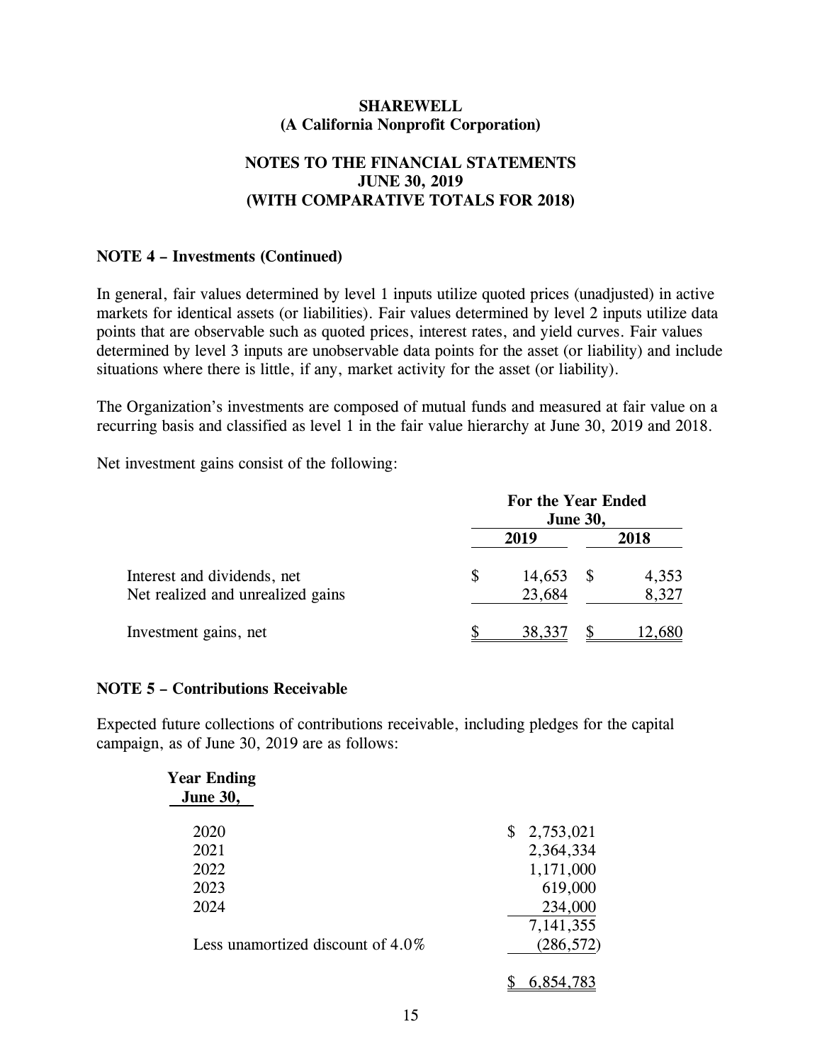**SHAREWELL**
**(A California Nonprofit Corporation)**

**NOTES TO THE FINANCIAL STATEMENTS**
**JUNE 30, 2019**
**(WITH COMPARATIVE TOTALS FOR 2018)**

## NOTE 4 – Investments (Continued)

In general, fair values determined by level 1 inputs utilize quoted prices (unadjusted) in active markets for identical assets (or liabilities). Fair values determined by level 2 inputs utilize data points that are observable such as quoted prices, interest rates, and yield curves. Fair values determined by level 3 inputs are unobservable data points for the asset (or liability) and include situations where there is little, if any, market activity for the asset (or liability).

The Organization's investments are composed of mutual funds and measured at fair value on a recurring basis and classified as level 1 in the fair value hierarchy at June 30, 2019 and 2018.

Net investment gains consist of the following:

| | For the Year Ended June 30, | |
|---|---|---|
| | 2019 | 2018 |
| Interest and dividends, net | $ 14,653 | $ 4,353 |
| Net realized and unrealized gains | 23,684 | 8,327 |
| Investment gains, net | $ 38,337 | $ 12,680 |

## NOTE 5 – Contributions Receivable

Expected future collections of contributions receivable, including pledges for the capital campaign, as of June 30, 2019 are as follows:

| Year Ending June 30, | |
|---|---|
| 2020 | $ 2,753,021 |
| 2021 | 2,364,334 |
| 2022 | 1,171,000 |
| 2023 | 619,000 |
| 2024 | 234,000 |
| | 7,141,355 |
| Less unamortized discount of 4.0% | (286,572) |
| | $ 6,854,783 |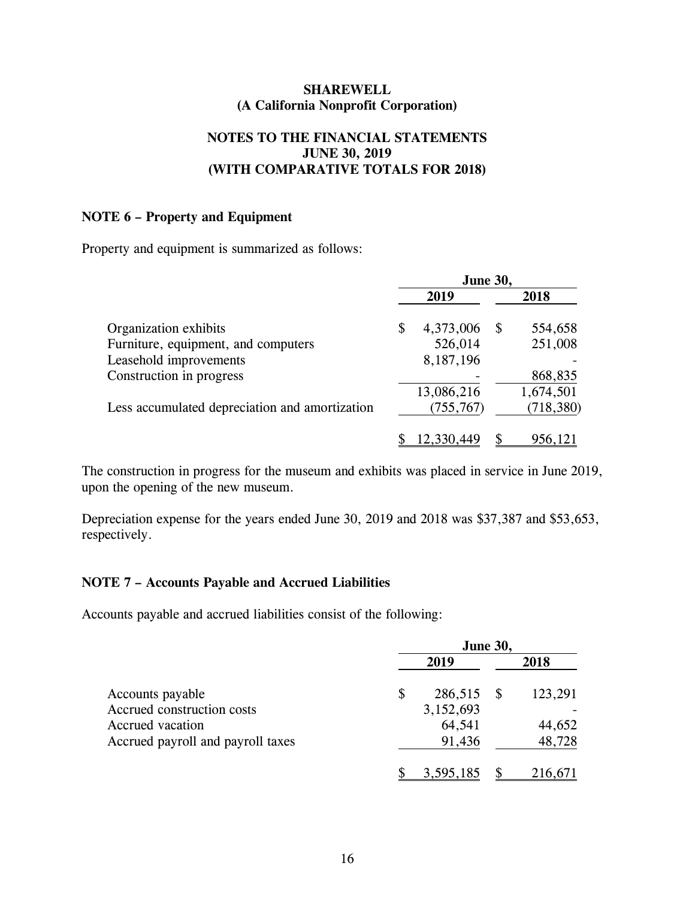**SHAREWELL**
**(A California Nonprofit Corporation)**

**NOTES TO THE FINANCIAL STATEMENTS**
**JUNE 30, 2019**
**(WITH COMPARATIVE TOTALS FOR 2018)**

## NOTE 6 – Property and Equipment

Property and equipment is summarized as follows:

| | June 30, | |
|---|---|---|
| | 2019 | 2018 |
| Organization exhibits | $ 4,373,006 | $ 554,658 |
| Furniture, equipment, and computers | 526,014 | 251,008 |
| Leasehold improvements | 8,187,196 | - |
| Construction in progress | - | 868,835 |
| | 13,086,216 | 1,674,501 |
| Less accumulated depreciation and amortization | (755,767) | (718,380) |
| | $ 12,330,449 | $ 956,121 |

The construction in progress for the museum and exhibits was placed in service in June 2019, upon the opening of the new museum.

Depreciation expense for the years ended June 30, 2019 and 2018 was $37,387 and $53,653, respectively.

## NOTE 7 – Accounts Payable and Accrued Liabilities

Accounts payable and accrued liabilities consist of the following:

| | June 30, | |
|---|---|---|
| | 2019 | 2018 |
| Accounts payable | $ 286,515 | $ 123,291 |
| Accrued construction costs | 3,152,693 | - |
| Accrued vacation | 64,541 | 44,652 |
| Accrued payroll and payroll taxes | 91,436 | 48,728 |
| | $ 3,595,185 | $ 216,671 |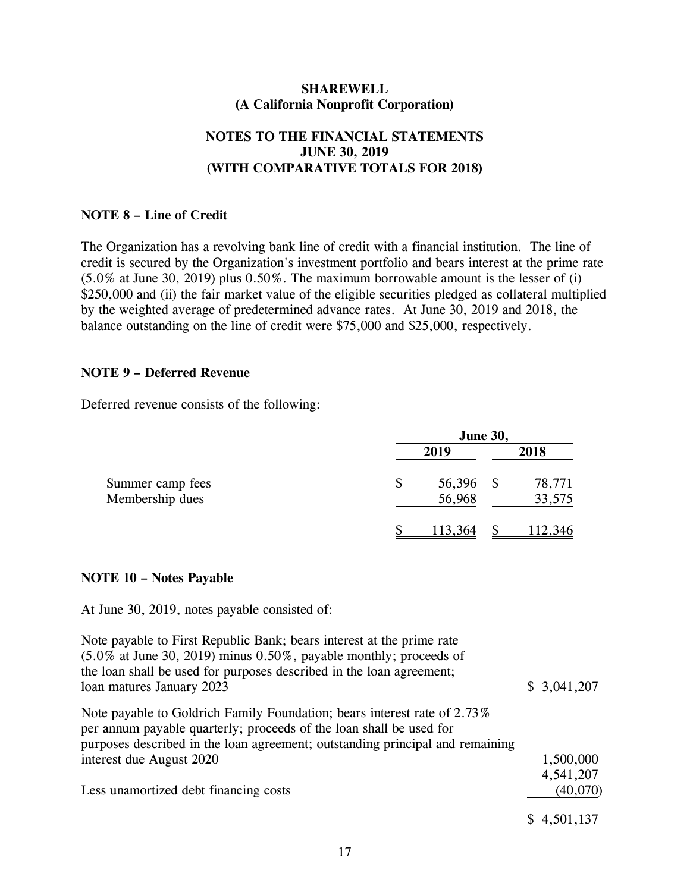**SHAREWELL**
**(A California Nonprofit Corporation)**

**NOTES TO THE FINANCIAL STATEMENTS**
**JUNE 30, 2019**
**(WITH COMPARATIVE TOTALS FOR 2018)**

## NOTE 8 – Line of Credit

The Organization has a revolving bank line of credit with a financial institution. The line of credit is secured by the Organization's investment portfolio and bears interest at the prime rate (5.0% at June 30, 2019) plus 0.50%. The maximum borrowable amount is the lesser of (i) $250,000 and (ii) the fair market value of the eligible securities pledged as collateral multiplied by the weighted average of predetermined advance rates. At June 30, 2019 and 2018, the balance outstanding on the line of credit were $75,000 and $25,000, respectively.

## NOTE 9 – Deferred Revenue

Deferred revenue consists of the following:

| | June 30, 2019 | June 30, 2018 |
|---|---|---|
| Summer camp fees | $ 56,396 | $ 78,771 |
| Membership dues | 56,968 | 33,575 |
| | $ 113,364 | $ 112,346 |

## NOTE 10 – Notes Payable

At June 30, 2019, notes payable consisted of:

| | |
|---|---|
| Note payable to First Republic Bank; bears interest at the prime rate (5.0% at June 30, 2019) minus 0.50%, payable monthly; proceeds of the loan shall be used for purposes described in the loan agreement; loan matures January 2023 | $ 3,041,207 |
| Note payable to Goldrich Family Foundation; bears interest rate of 2.73% per annum payable quarterly; proceeds of the loan shall be used for purposes described in the loan agreement; outstanding principal and remaining interest due August 2020 | 1,500,000 |
| | 4,541,207 |
| Less unamortized debt financing costs | (40,070) |
| | $ 4,501,137 |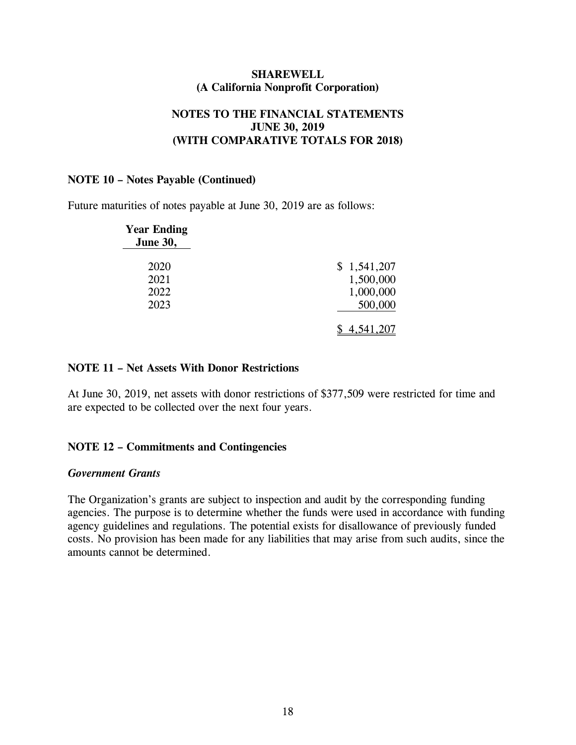**SHAREWELL**
**(A California Nonprofit Corporation)**

**NOTES TO THE FINANCIAL STATEMENTS**
**JUNE 30, 2019**
**(WITH COMPARATIVE TOTALS FOR 2018)**

### NOTE 10 – Notes Payable (Continued)

Future maturities of notes payable at June 30, 2019 are as follows:

| Year Ending June 30, | |
|---|---|
| 2020 | $ 1,541,207 |
| 2021 | 1,500,000 |
| 2022 | 1,000,000 |
| 2023 | 500,000 |
| | $ 4,541,207 |

### NOTE 11 – Net Assets With Donor Restrictions

At June 30, 2019, net assets with donor restrictions of $377,509 were restricted for time and are expected to be collected over the next four years.

### NOTE 12 – Commitments and Contingencies

***Government Grants***

The Organization's grants are subject to inspection and audit by the corresponding funding agencies. The purpose is to determine whether the funds were used in accordance with funding agency guidelines and regulations. The potential exists for disallowance of previously funded costs. No provision has been made for any liabilities that may arise from such audits, since the amounts cannot be determined.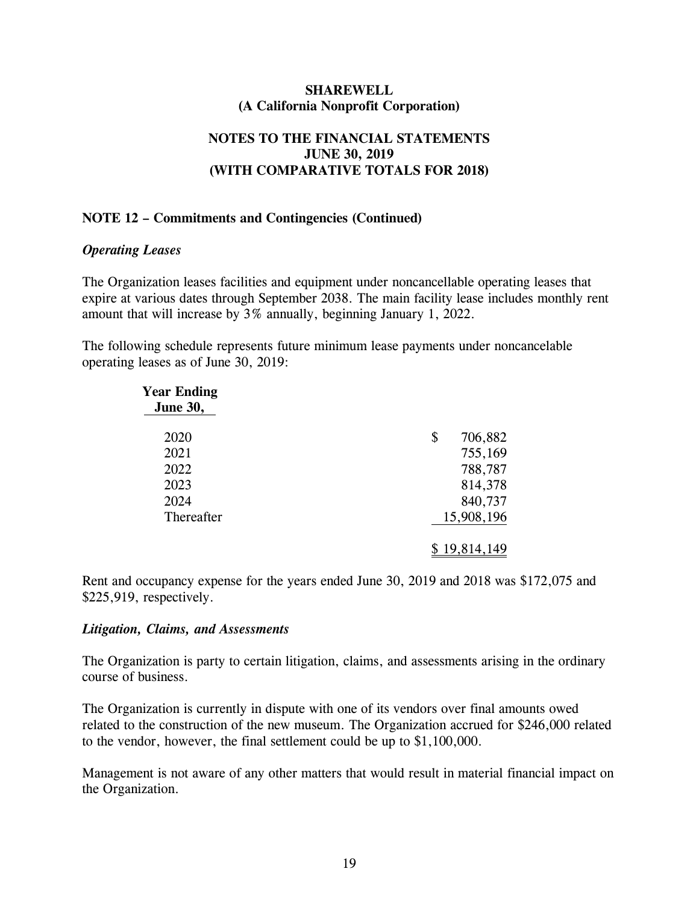**SHAREWELL**
**(A California Nonprofit Corporation)**

**NOTES TO THE FINANCIAL STATEMENTS**
**JUNE 30, 2019**
**(WITH COMPARATIVE TOTALS FOR 2018)**

## NOTE 12 – Commitments and Contingencies (Continued)

### *Operating Leases*

The Organization leases facilities and equipment under noncancellable operating leases that expire at various dates through September 2038. The main facility lease includes monthly rent amount that will increase by 3% annually, beginning January 1, 2022.

The following schedule represents future minimum lease payments under noncancelable operating leases as of June 30, 2019:

| Year Ending June 30, | |
|---|---|
| 2020 | $ 706,882 |
| 2021 | 755,169 |
| 2022 | 788,787 |
| 2023 | 814,378 |
| 2024 | 840,737 |
| Thereafter | 15,908,196 |
| | $ 19,814,149 |

Rent and occupancy expense for the years ended June 30, 2019 and 2018 was $172,075 and $225,919, respectively.

### *Litigation, Claims, and Assessments*

The Organization is party to certain litigation, claims, and assessments arising in the ordinary course of business.

The Organization is currently in dispute with one of its vendors over final amounts owed related to the construction of the new museum. The Organization accrued for $246,000 related to the vendor, however, the final settlement could be up to $1,100,000.

Management is not aware of any other matters that would result in material financial impact on the Organization.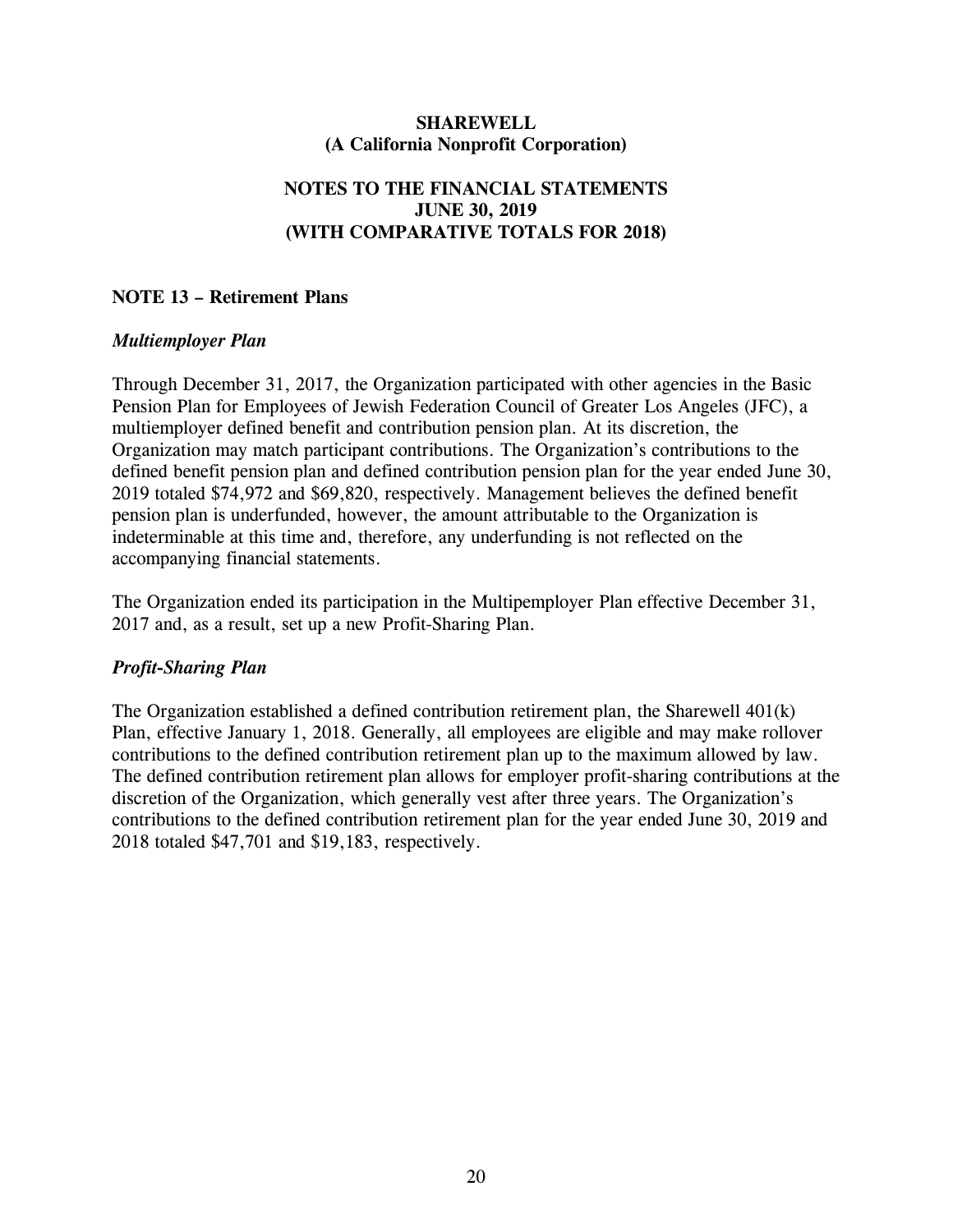**SHAREWELL**
**(A California Nonprofit Corporation)**

**NOTES TO THE FINANCIAL STATEMENTS**
**JUNE 30, 2019**
**(WITH COMPARATIVE TOTALS FOR 2018)**

## NOTE 13 – Retirement Plans

***Multiemployer Plan***

Through December 31, 2017, the Organization participated with other agencies in the Basic Pension Plan for Employees of Jewish Federation Council of Greater Los Angeles (JFC), a multiemployer defined benefit and contribution pension plan. At its discretion, the Organization may match participant contributions. The Organization's contributions to the defined benefit pension plan and defined contribution pension plan for the year ended June 30, 2019 totaled $74,972 and $69,820, respectively. Management believes the defined benefit pension plan is underfunded, however, the amount attributable to the Organization is indeterminable at this time and, therefore, any underfunding is not reflected on the accompanying financial statements.

The Organization ended its participation in the Multipemployer Plan effective December 31, 2017 and, as a result, set up a new Profit-Sharing Plan.

***Profit-Sharing Plan***

The Organization established a defined contribution retirement plan, the Sharewell 401(k) Plan, effective January 1, 2018. Generally, all employees are eligible and may make rollover contributions to the defined contribution retirement plan up to the maximum allowed by law. The defined contribution retirement plan allows for employer profit-sharing contributions at the discretion of the Organization, which generally vest after three years. The Organization's contributions to the defined contribution retirement plan for the year ended June 30, 2019 and 2018 totaled $47,701 and $19,183, respectively.